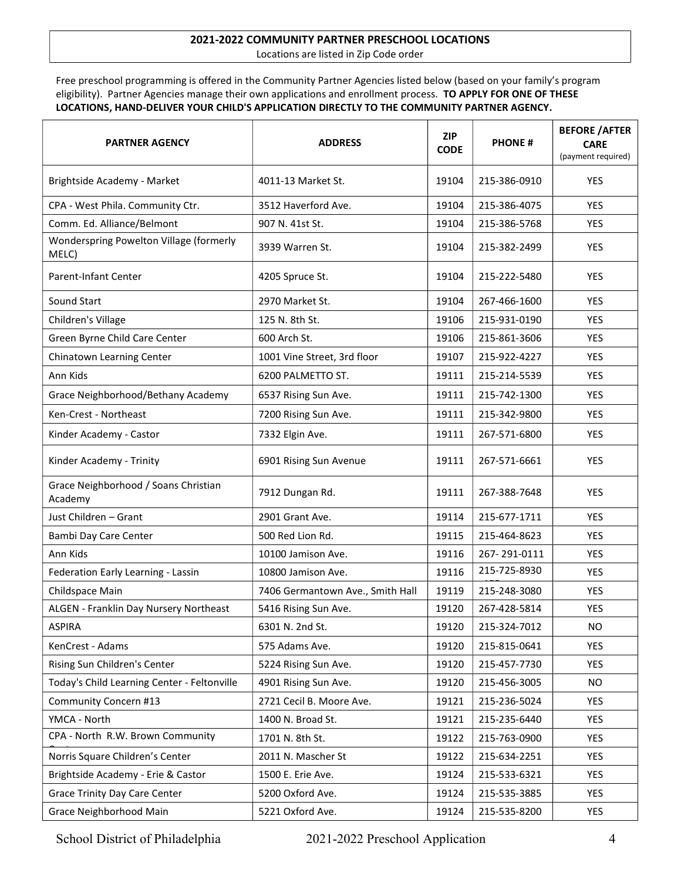## 2021-2022 COMMUNITY PARTNER PRESCHOOL LOCATIONS

Locations are listed in Zip Code order

Free preschool programming is offered in the Community Partner Agencies listed below (based on your family's program eligibility). Partner Agencies manage their own applications and enrollment process. **TO APPLY FOR ONE OF THESE LOCATIONS, HAND-DELIVER YOUR CHILD'S APPLICATION DIRECTLY TO THE COMMUNITY PARTNER AGENCY.**

| PARTNER AGENCY | ADDRESS | ZIP CODE | PHONE # | BEFORE /AFTER CARE (payment required) |
|---|---|---|---|---|
| Brightside Academy - Market | 4011-13 Market St. | 19104 | 215-386-0910 | YES |
| CPA - West Phila. Community Ctr. | 3512 Haverford Ave. | 19104 | 215-386-4075 | YES |
| Comm. Ed. Alliance/Belmont | 907 N. 41st St. | 19104 | 215-386-5768 | YES |
| Wonderspring Powelton Village (formerly MELC) | 3939 Warren St. | 19104 | 215-382-2499 | YES |
| Parent-Infant Center | 4205 Spruce St. | 19104 | 215-222-5480 | YES |
| Sound Start | 2970 Market St. | 19104 | 267-466-1600 | YES |
| Children's Village | 125 N. 8th St. | 19106 | 215-931-0190 | YES |
| Green Byrne Child Care Center | 600 Arch St. | 19106 | 215-861-3606 | YES |
| Chinatown Learning Center | 1001 Vine Street, 3rd floor | 19107 | 215-922-4227 | YES |
| Ann Kids | 6200 PALMETTO ST. | 19111 | 215-214-5539 | YES |
| Grace Neighborhood/Bethany Academy | 6537 Rising Sun Ave. | 19111 | 215-742-1300 | YES |
| Ken-Crest - Northeast | 7200 Rising Sun Ave. | 19111 | 215-342-9800 | YES |
| Kinder Academy - Castor | 7332 Elgin Ave. | 19111 | 267-571-6800 | YES |
| Kinder Academy - Trinity | 6901 Rising Sun Avenue | 19111 | 267-571-6661 | YES |
| Grace Neighborhood / Soans Christian Academy | 7912 Dungan Rd. | 19111 | 267-388-7648 | YES |
| Just Children – Grant | 2901 Grant Ave. | 19114 | 215-677-1711 | YES |
| Bambi Day Care Center | 500 Red Lion Rd. | 19115 | 215-464-8623 | YES |
| Ann Kids | 10100 Jamison Ave. | 19116 | 267- 291-0111 | YES |
| Federation Early Learning - Lassin | 10800 Jamison Ave. | 19116 | 215-725-8930 | YES |
| Childspace Main | 7406 Germantown Ave., Smith Hall | 19119 | 215-248-3080 | YES |
| ALGEN - Franklin Day Nursery Northeast | 5416 Rising Sun Ave. | 19120 | 267-428-5814 | YES |
| ASPIRA | 6301 N. 2nd St. | 19120 | 215-324-7012 | NO |
| KenCrest - Adams | 575 Adams Ave. | 19120 | 215-815-0641 | YES |
| Rising Sun Children's Center | 5224 Rising Sun Ave. | 19120 | 215-457-7730 | YES |
| Today's Child Learning Center - Feltonville | 4901 Rising Sun Ave. | 19120 | 215-456-3005 | NO |
| Community Concern #13 | 2721 Cecil B. Moore Ave. | 19121 | 215-236-5024 | YES |
| YMCA - North | 1400 N. Broad St. | 19121 | 215-235-6440 | YES |
| CPA - North R.W. Brown Community Center | 1701 N. 8th St. | 19122 | 215-763-0900 | YES |
| Norris Square Children's Center | 2011 N. Mascher St | 19122 | 215-634-2251 | YES |
| Brightside Academy - Erie & Castor | 1500 E. Erie Ave. | 19124 | 215-533-6321 | YES |
| Grace Trinity Day Care Center | 5200 Oxford Ave. | 19124 | 215-535-3885 | YES |
| Grace Neighborhood Main | 5221 Oxford Ave. | 19124 | 215-535-8200 | YES |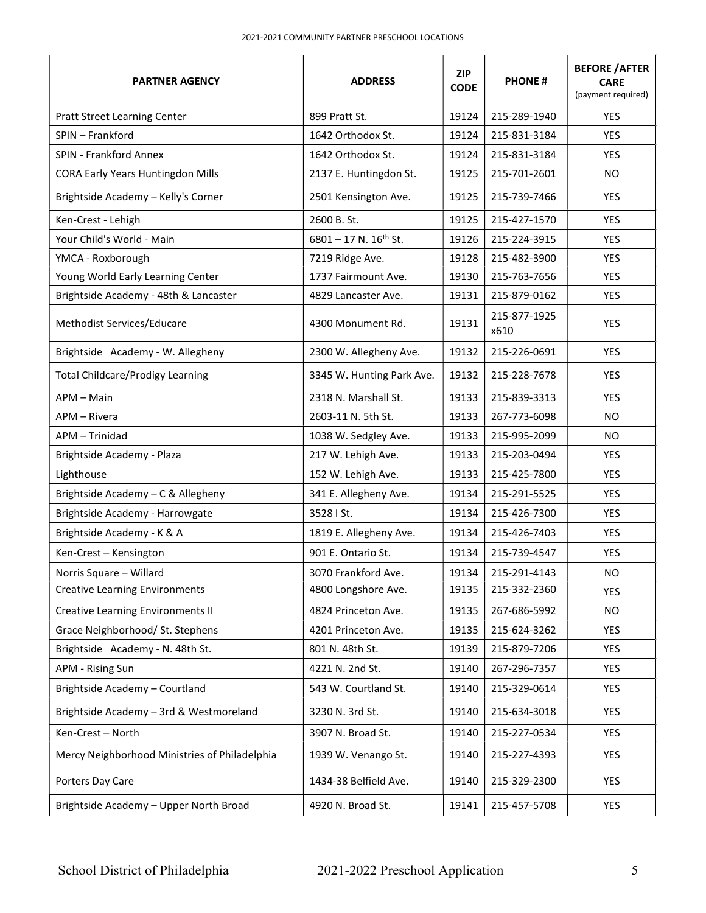2021-2021 COMMUNITY PARTNER PRESCHOOL LOCATIONS

| PARTNER AGENCY | ADDRESS | ZIP CODE | PHONE # | BEFORE /AFTER CARE (payment required) |
|---|---|---|---|---|
| Pratt Street Learning Center | 899 Pratt St. | 19124 | 215-289-1940 | YES |
| SPIN – Frankford | 1642 Orthodox St. | 19124 | 215-831-3184 | YES |
| SPIN - Frankford Annex | 1642 Orthodox St. | 19124 | 215-831-3184 | YES |
| CORA Early Years Huntingdon Mills | 2137 E. Huntingdon St. | 19125 | 215-701-2601 | NO |
| Brightside Academy – Kelly's Corner | 2501 Kensington Ave. | 19125 | 215-739-7466 | YES |
| Ken-Crest - Lehigh | 2600 B. St. | 19125 | 215-427-1570 | YES |
| Your Child's World - Main | 6801 – 17 N. 16th St. | 19126 | 215-224-3915 | YES |
| YMCA - Roxborough | 7219 Ridge Ave. | 19128 | 215-482-3900 | YES |
| Young World Early Learning Center | 1737 Fairmount Ave. | 19130 | 215-763-7656 | YES |
| Brightside Academy - 48th & Lancaster | 4829 Lancaster Ave. | 19131 | 215-879-0162 | YES |
| Methodist Services/Educare | 4300 Monument Rd. | 19131 | 215-877-1925 x610 | YES |
| Brightside Academy - W. Allegheny | 2300 W. Allegheny Ave. | 19132 | 215-226-0691 | YES |
| Total Childcare/Prodigy Learning | 3345 W. Hunting Park Ave. | 19132 | 215-228-7678 | YES |
| APM – Main | 2318 N. Marshall St. | 19133 | 215-839-3313 | YES |
| APM – Rivera | 2603-11 N. 5th St. | 19133 | 267-773-6098 | NO |
| APM – Trinidad | 1038 W. Sedgley Ave. | 19133 | 215-995-2099 | NO |
| Brightside Academy - Plaza | 217 W. Lehigh Ave. | 19133 | 215-203-0494 | YES |
| Lighthouse | 152 W. Lehigh Ave. | 19133 | 215-425-7800 | YES |
| Brightside Academy – C & Allegheny | 341 E. Allegheny Ave. | 19134 | 215-291-5525 | YES |
| Brightside Academy - Harrowgate | 3528 I St. | 19134 | 215-426-7300 | YES |
| Brightside Academy - K & A | 1819 E. Allegheny Ave. | 19134 | 215-426-7403 | YES |
| Ken-Crest – Kensington | 901 E. Ontario St. | 19134 | 215-739-4547 | YES |
| Norris Square – Willard | 3070 Frankford Ave. | 19134 | 215-291-4143 | NO |
| Creative Learning Environments | 4800 Longshore Ave. | 19135 | 215-332-2360 | YES |
| Creative Learning Environments II | 4824 Princeton Ave. | 19135 | 267-686-5992 | NO |
| Grace Neighborhood/ St. Stephens | 4201 Princeton Ave. | 19135 | 215-624-3262 | YES |
| Brightside Academy - N. 48th St. | 801 N. 48th St. | 19139 | 215-879-7206 | YES |
| APM - Rising Sun | 4221 N. 2nd St. | 19140 | 267-296-7357 | YES |
| Brightside Academy – Courtland | 543 W. Courtland St. | 19140 | 215-329-0614 | YES |
| Brightside Academy – 3rd & Westmoreland | 3230 N. 3rd St. | 19140 | 215-634-3018 | YES |
| Ken-Crest – North | 3907 N. Broad St. | 19140 | 215-227-0534 | YES |
| Mercy Neighborhood Ministries of Philadelphia | 1939 W. Venango St. | 19140 | 215-227-4393 | YES |
| Porters Day Care | 1434-38 Belfield Ave. | 19140 | 215-329-2300 | YES |
| Brightside Academy – Upper North Broad | 4920 N. Broad St. | 19141 | 215-457-5708 | YES |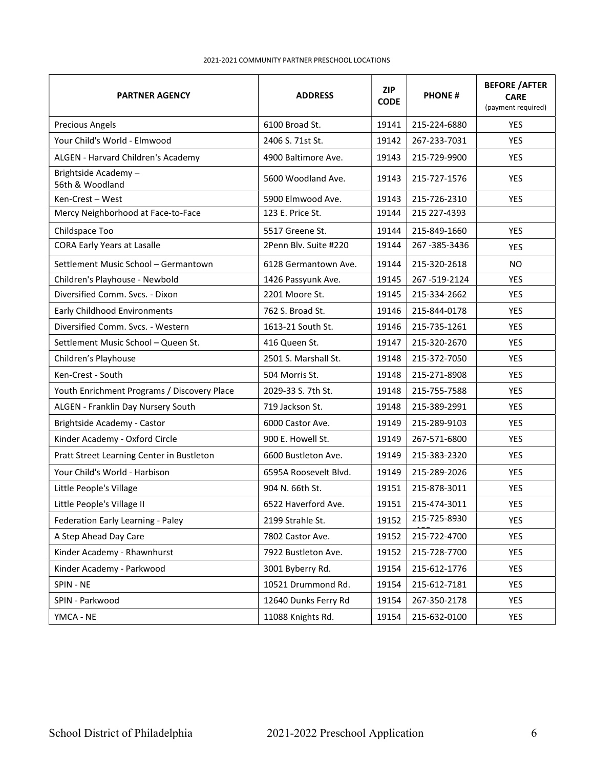2021-2021 COMMUNITY PARTNER PRESCHOOL LOCATIONS

| PARTNER AGENCY | ADDRESS | ZIP CODE | PHONE # | BEFORE /AFTER CARE (payment required) |
|---|---|---|---|---|
| Precious Angels | 6100 Broad St. | 19141 | 215-224-6880 | YES |
| Your Child's World - Elmwood | 2406 S. 71st St. | 19142 | 267-233-7031 | YES |
| ALGEN - Harvard Children's Academy | 4900 Baltimore Ave. | 19143 | 215-729-9900 | YES |
| Brightside Academy – 56th & Woodland | 5600 Woodland Ave. | 19143 | 215-727-1576 | YES |
| Ken-Crest – West | 5900 Elmwood Ave. | 19143 | 215-726-2310 | YES |
| Mercy Neighborhood at Face-to-Face | 123 E. Price St. | 19144 | 215 227-4393 | |
| Childspace Too | 5517 Greene St. | 19144 | 215-849-1660 | YES |
| CORA Early Years at Lasalle | 2Penn Blv. Suite #220 | 19144 | 267 -385-3436 | YES |
| Settlement Music School – Germantown | 6128 Germantown Ave. | 19144 | 215-320-2618 | NO |
| Children's Playhouse - Newbold | 1426 Passyunk Ave. | 19145 | 267 -519-2124 | YES |
| Diversified Comm. Svcs. - Dixon | 2201 Moore St. | 19145 | 215-334-2662 | YES |
| Early Childhood Environments | 762 S. Broad St. | 19146 | 215-844-0178 | YES |
| Diversified Comm. Svcs. - Western | 1613-21 South St. | 19146 | 215-735-1261 | YES |
| Settlement Music School – Queen St. | 416 Queen St. | 19147 | 215-320-2670 | YES |
| Children's Playhouse | 2501 S. Marshall St. | 19148 | 215-372-7050 | YES |
| Ken-Crest - South | 504 Morris St. | 19148 | 215-271-8908 | YES |
| Youth Enrichment Programs / Discovery Place | 2029-33 S. 7th St. | 19148 | 215-755-7588 | YES |
| ALGEN - Franklin Day Nursery South | 719 Jackson St. | 19148 | 215-389-2991 | YES |
| Brightside Academy - Castor | 6000 Castor Ave. | 19149 | 215-289-9103 | YES |
| Kinder Academy - Oxford Circle | 900 E. Howell St. | 19149 | 267-571-6800 | YES |
| Pratt Street Learning Center in Bustleton | 6600 Bustleton Ave. | 19149 | 215-383-2320 | YES |
| Your Child's World - Harbison | 6595A Roosevelt Blvd. | 19149 | 215-289-2026 | YES |
| Little People's Village | 904 N. 66th St. | 19151 | 215-878-3011 | YES |
| Little People's Village II | 6522 Haverford Ave. | 19151 | 215-474-3011 | YES |
| Federation Early Learning - Paley | 2199 Strahle St. | 19152 | 215-725-8930 | YES |
| A Step Ahead Day Care | 7802 Castor Ave. | 19152 | 215-722-4700 | YES |
| Kinder Academy - Rhawnhurst | 7922 Bustleton Ave. | 19152 | 215-728-7700 | YES |
| Kinder Academy - Parkwood | 3001 Byberry Rd. | 19154 | 215-612-1776 | YES |
| SPIN - NE | 10521 Drummond Rd. | 19154 | 215-612-7181 | YES |
| SPIN - Parkwood | 12640 Dunks Ferry Rd | 19154 | 267-350-2178 | YES |
| YMCA - NE | 11088 Knights Rd. | 19154 | 215-632-0100 | YES |